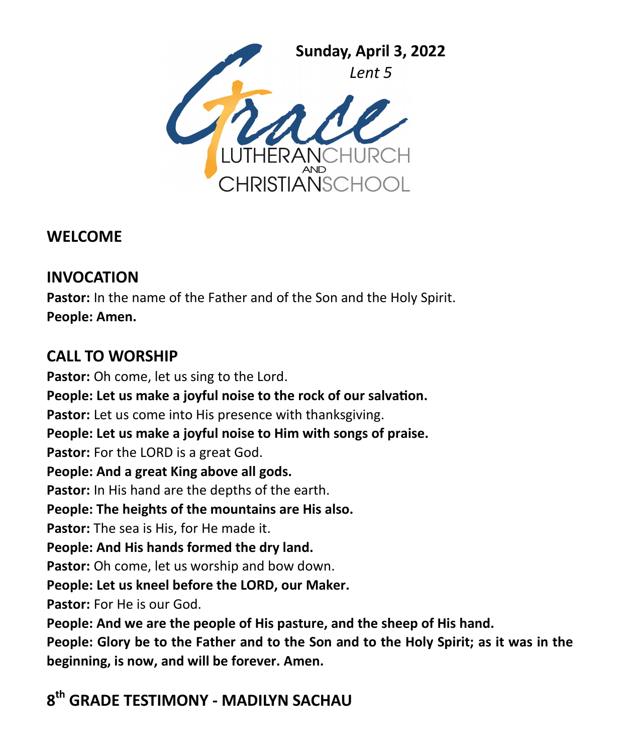**Sunday, April 3, 2022**

*Lent 5*

Grace LUTHERAN CHURCH AND CHRISTIAN SCHOOL

## WELCOME

## INVOCATION

**Pastor:** In the name of the Father and of the Son and the Holy Spirit.

**People: Amen.**

## CALL TO WORSHIP

**Pastor:** Oh come, let us sing to the Lord.

**People: Let us make a joyful noise to the rock of our salvation.**

**Pastor:** Let us come into His presence with thanksgiving.

**People: Let us make a joyful noise to Him with songs of praise.**

**Pastor:** For the LORD is a great God.

**People: And a great King above all gods.**

**Pastor:** In His hand are the depths of the earth.

**People: The heights of the mountains are His also.**

**Pastor:** The sea is His, for He made it.

**People: And His hands formed the dry land.**

**Pastor:** Oh come, let us worship and bow down.

**People: Let us kneel before the LORD, our Maker.**

**Pastor:** For He is our God.

**People: And we are the people of His pasture, and the sheep of His hand.**

**People: Glory be to the Father and to the Son and to the Holy Spirit; as it was in the beginning, is now, and will be forever. Amen.**

## 8th GRADE TESTIMONY - MADILYN SACHAU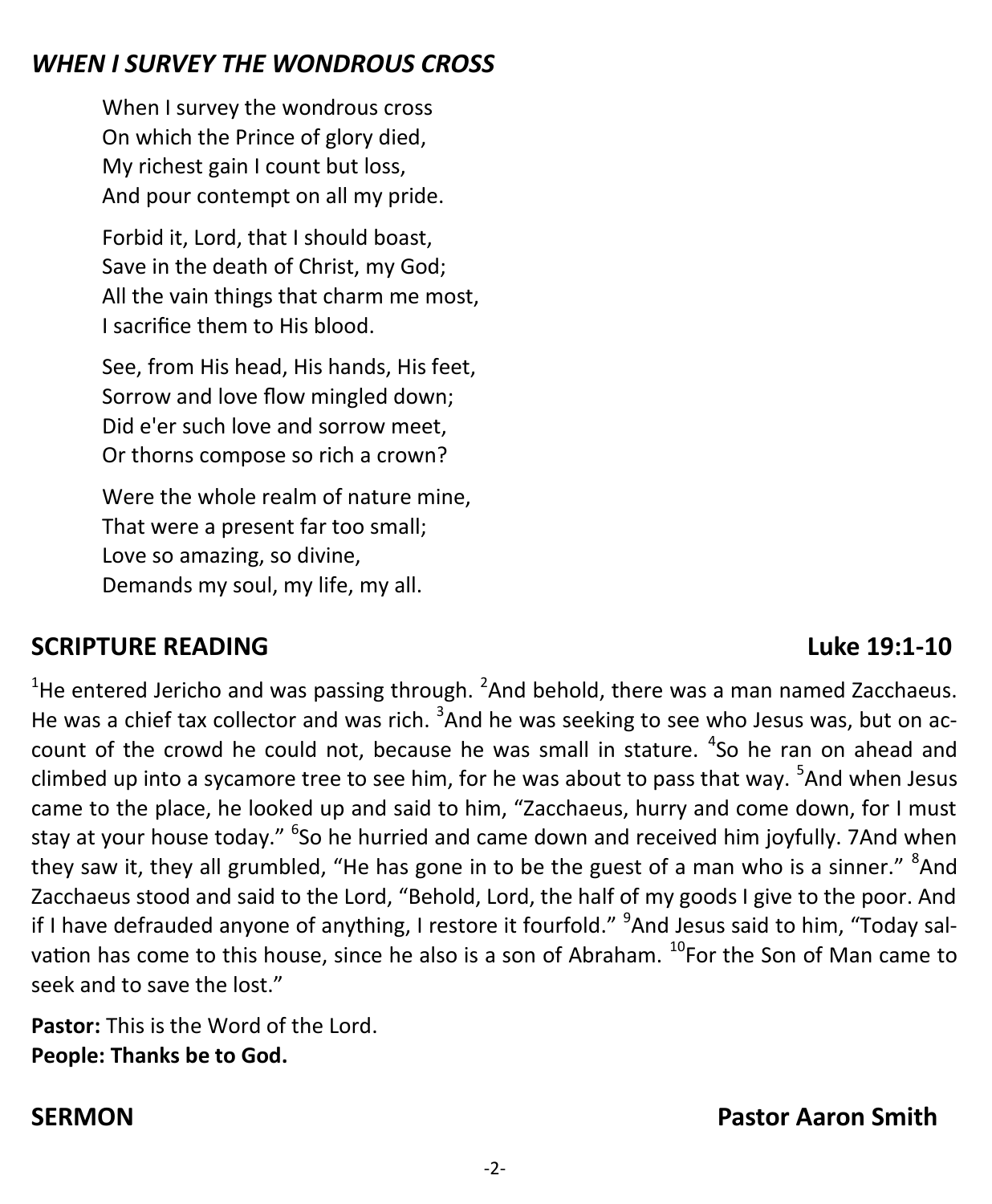## *WHEN I SURVEY THE WONDROUS CROSS*

When I survey the wondrous cross
On which the Prince of glory died,
My richest gain I count but loss,
And pour contempt on all my pride.

Forbid it, Lord, that I should boast,
Save in the death of Christ, my God;
All the vain things that charm me most,
I sacrifice them to His blood.

See, from His head, His hands, His feet,
Sorrow and love flow mingled down;
Did e'er such love and sorrow meet,
Or thorns compose so rich a crown?

Were the whole realm of nature mine,
That were a present far too small;
Love so amazing, so divine,
Demands my soul, my life, my all.

## SCRIPTURE READING — Luke 19:1-10

[1]He entered Jericho and was passing through. [2]And behold, there was a man named Zacchaeus. He was a chief tax collector and was rich. [3]And he was seeking to see who Jesus was, but on account of the crowd he could not, because he was small in stature. [4]So he ran on ahead and climbed up into a sycamore tree to see him, for he was about to pass that way. [5]And when Jesus came to the place, he looked up and said to him, “Zacchaeus, hurry and come down, for I must stay at your house today.” [6]So he hurried and came down and received him joyfully. 7And when they saw it, they all grumbled, “He has gone in to be the guest of a man who is a sinner.” [8]And Zacchaeus stood and said to the Lord, “Behold, Lord, the half of my goods I give to the poor. And if I have defrauded anyone of anything, I restore it fourfold.” [9]And Jesus said to him, “Today salvation has come to this house, since he also is a son of Abraham. [10]For the Son of Man came to seek and to save the lost.”

**Pastor:** This is the Word of the Lord.
**People: Thanks be to God.**

## SERMON — Pastor Aaron Smith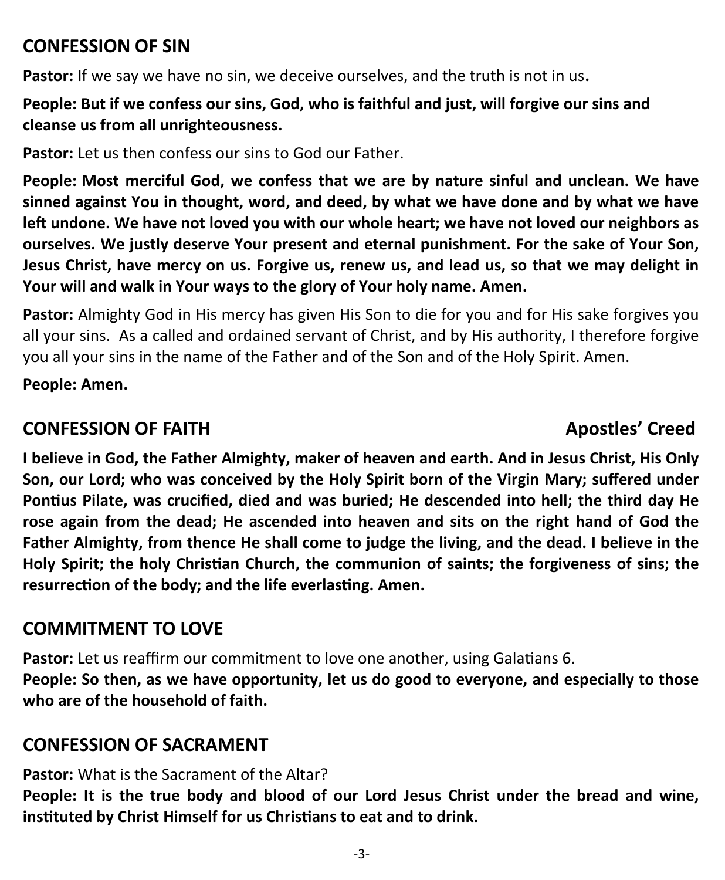## CONFESSION OF SIN

**Pastor:** If we say we have no sin, we deceive ourselves, and the truth is not in us**.**

**People: But if we confess our sins, God, who is faithful and just, will forgive our sins and cleanse us from all unrighteousness.**

**Pastor:** Let us then confess our sins to God our Father.

**People: Most merciful God, we confess that we are by nature sinful and unclean. We have sinned against You in thought, word, and deed, by what we have done and by what we have left undone. We have not loved you with our whole heart; we have not loved our neighbors as ourselves. We justly deserve Your present and eternal punishment. For the sake of Your Son, Jesus Christ, have mercy on us. Forgive us, renew us, and lead us, so that we may delight in Your will and walk in Your ways to the glory of Your holy name. Amen.**

**Pastor:** Almighty God in His mercy has given His Son to die for you and for His sake forgives you all your sins. As a called and ordained servant of Christ, and by His authority, I therefore forgive you all your sins in the name of the Father and of the Son and of the Holy Spirit. Amen.

**People: Amen.**

## CONFESSION OF FAITH — Apostles' Creed

**I believe in God, the Father Almighty, maker of heaven and earth. And in Jesus Christ, His Only Son, our Lord; who was conceived by the Holy Spirit born of the Virgin Mary; suffered under Pontius Pilate, was crucified, died and was buried; He descended into hell; the third day He rose again from the dead; He ascended into heaven and sits on the right hand of God the Father Almighty, from thence He shall come to judge the living, and the dead. I believe in the Holy Spirit; the holy Christian Church, the communion of saints; the forgiveness of sins; the resurrection of the body; and the life everlasting. Amen.**

## COMMITMENT TO LOVE

**Pastor:** Let us reaffirm our commitment to love one another, using Galatians 6.

**People: So then, as we have opportunity, let us do good to everyone, and especially to those who are of the household of faith.**

## CONFESSION OF SACRAMENT

**Pastor:** What is the Sacrament of the Altar?

**People: It is the true body and blood of our Lord Jesus Christ under the bread and wine, instituted by Christ Himself for us Christians to eat and to drink.**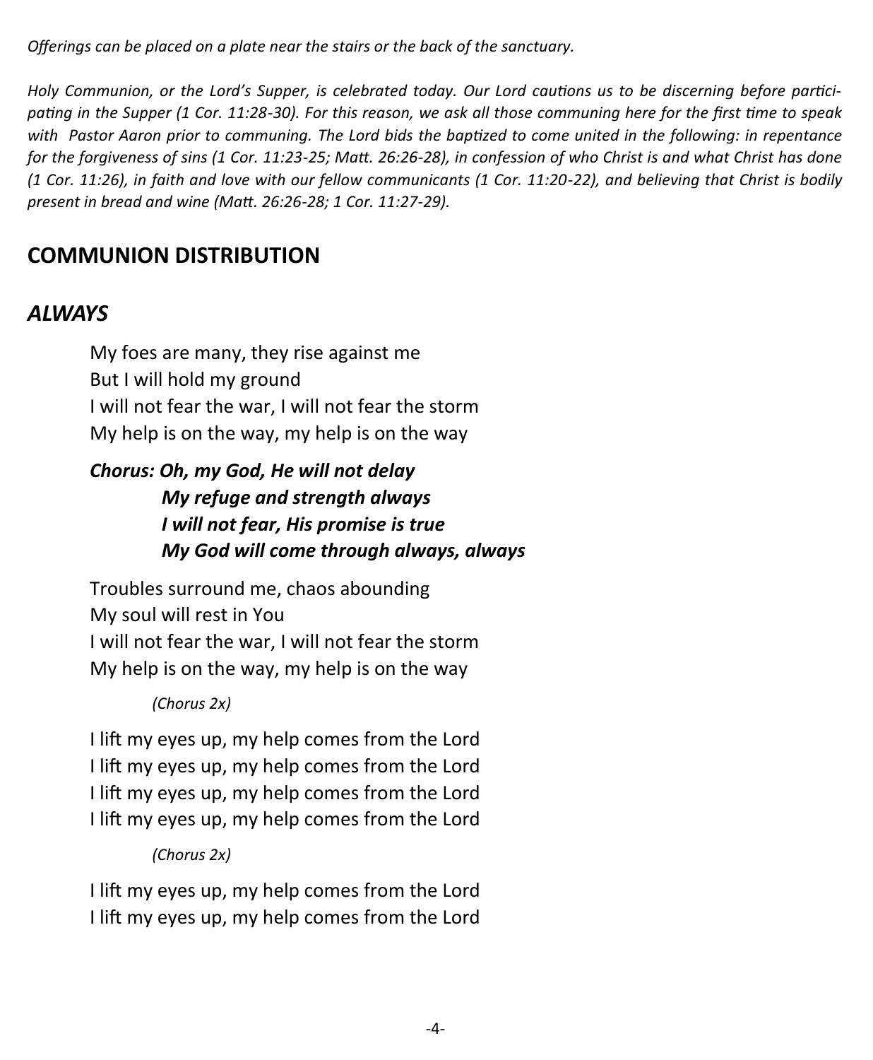*Offerings can be placed on a plate near the stairs or the back of the sanctuary.*

*Holy Communion, or the Lord's Supper, is celebrated today. Our Lord cautions us to be discerning before participating in the Supper (1 Cor. 11:28-30). For this reason, we ask all those communing here for the first time to speak with Pastor Aaron prior to communing. The Lord bids the baptized to come united in the following: in repentance for the forgiveness of sins (1 Cor. 11:23-25; Matt. 26:26-28), in confession of who Christ is and what Christ has done (1 Cor. 11:26), in faith and love with our fellow communicants (1 Cor. 11:20-22), and believing that Christ is bodily present in bread and wine (Matt. 26:26-28; 1 Cor. 11:27-29).*

## COMMUNION DISTRIBUTION

## *ALWAYS*

My foes are many, they rise against me
But I will hold my ground
I will not fear the war, I will not fear the storm
My help is on the way, my help is on the way

***Chorus: Oh, my God, He will not delay***
***My refuge and strength always***
***I will not fear, His promise is true***
***My God will come through always, always***

Troubles surround me, chaos abounding
My soul will rest in You
I will not fear the war, I will not fear the storm
My help is on the way, my help is on the way

*(Chorus 2x)*

I lift my eyes up, my help comes from the Lord
I lift my eyes up, my help comes from the Lord
I lift my eyes up, my help comes from the Lord
I lift my eyes up, my help comes from the Lord

*(Chorus 2x)*

I lift my eyes up, my help comes from the Lord
I lift my eyes up, my help comes from the Lord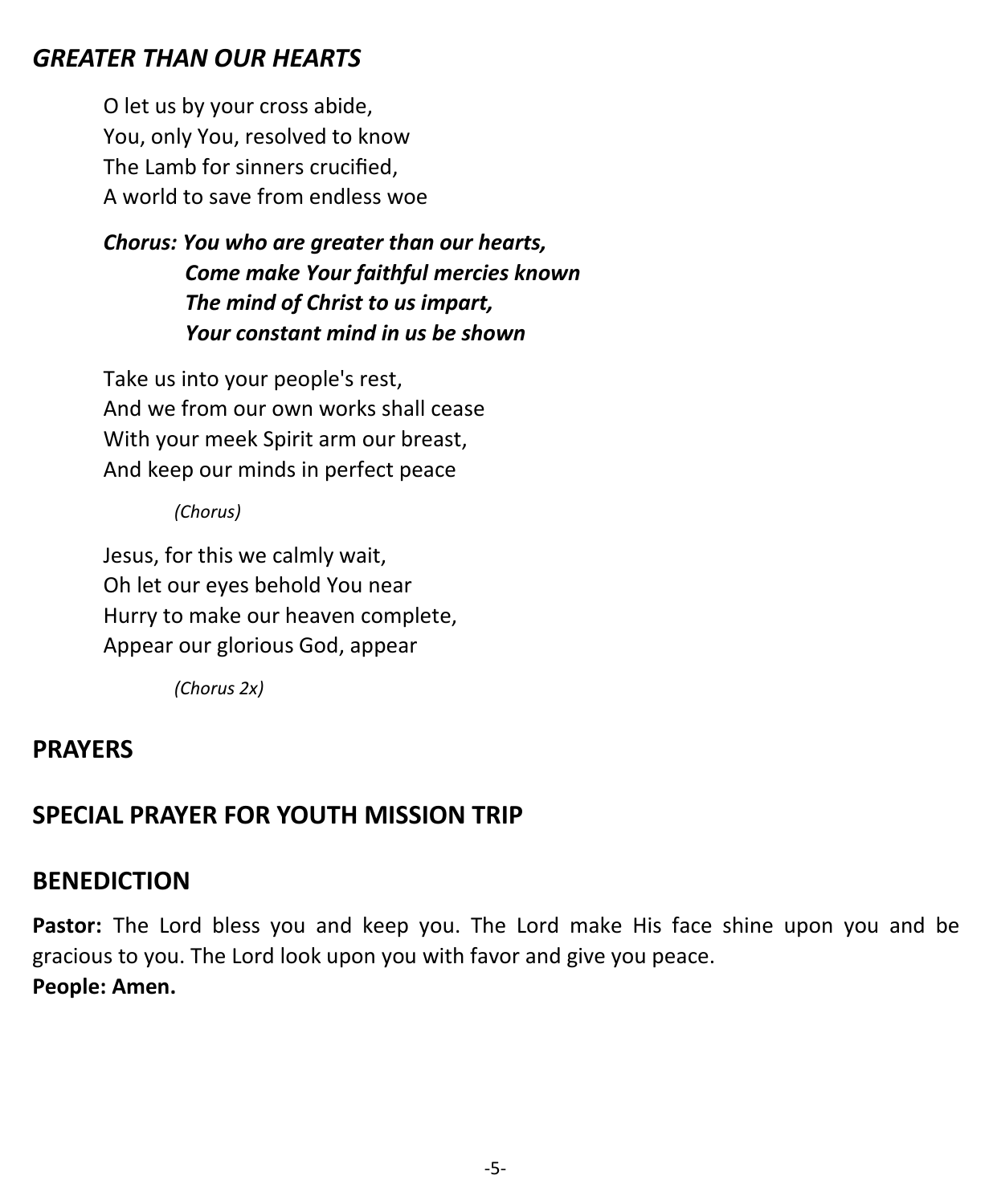## *GREATER THAN OUR HEARTS*

O let us by your cross abide,
You, only You, resolved to know
The Lamb for sinners crucified,
A world to save from endless woe

***Chorus: You who are greater than our hearts,***
***Come make Your faithful mercies known***
***The mind of Christ to us impart,***
***Your constant mind in us be shown***

Take us into your people's rest,
And we from our own works shall cease
With your meek Spirit arm our breast,
And keep our minds in perfect peace

*(Chorus)*

Jesus, for this we calmly wait,
Oh let our eyes behold You near
Hurry to make our heaven complete,
Appear our glorious God, appear

*(Chorus 2x)*

## PRAYERS

## SPECIAL PRAYER FOR YOUTH MISSION TRIP

## BENEDICTION

**Pastor:** The Lord bless you and keep you. The Lord make His face shine upon you and be gracious to you. The Lord look upon you with favor and give you peace.
**People: Amen.**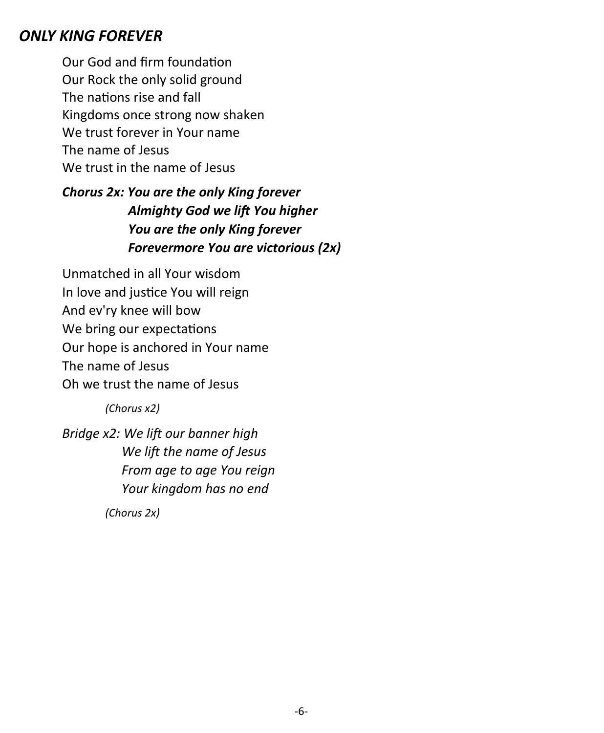## *ONLY KING FOREVER*

Our God and firm foundation
Our Rock the only solid ground
The nations rise and fall
Kingdoms once strong now shaken
We trust forever in Your name
The name of Jesus
We trust in the name of Jesus

***Chorus 2x: You are the only King forever***
***Almighty God we lift You higher***
***You are the only King forever***
***Forevermore You are victorious (2x)***

Unmatched in all Your wisdom
In love and justice You will reign
And ev'ry knee will bow
We bring our expectations
Our hope is anchored in Your name
The name of Jesus
Oh we trust the name of Jesus

*(Chorus x2)*

*Bridge x2: We lift our banner high*
*We lift the name of Jesus*
*From age to age You reign*
*Your kingdom has no end*

*(Chorus 2x)*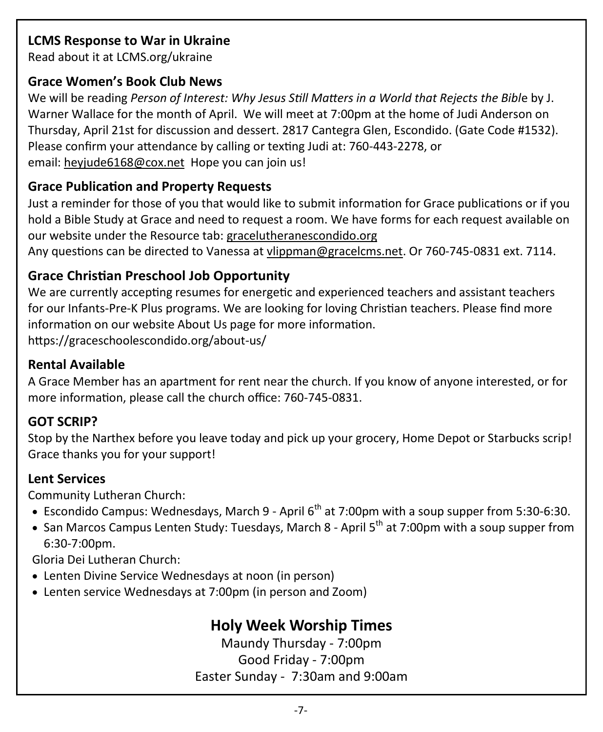## LCMS Response to War in Ukraine

Read about it at LCMS.org/ukraine

## Grace Women's Book Club News

We will be reading *Person of Interest: Why Jesus Still Matters in a World that Rejects the Bible* by J. Warner Wallace for the month of April. We will meet at 7:00pm at the home of Judi Anderson on Thursday, April 21st for discussion and dessert. 2817 Cantegra Glen, Escondido. (Gate Code #1532). Please confirm your attendance by calling or texting Judi at: 760-443-2278, or email: heyjude6168@cox.net Hope you can join us!

## Grace Publication and Property Requests

Just a reminder for those of you that would like to submit information for Grace publications or if you hold a Bible Study at Grace and need to request a room. We have forms for each request available on our website under the Resource tab: gracelutheranescondido.org

Any questions can be directed to Vanessa at vlippman@gracelcms.net. Or 760-745-0831 ext. 7114.

## Grace Christian Preschool Job Opportunity

We are currently accepting resumes for energetic and experienced teachers and assistant teachers for our Infants-Pre-K Plus programs. We are looking for loving Christian teachers. Please find more information on our website About Us page for more information.

https://graceschoolescondido.org/about-us/

## Rental Available

A Grace Member has an apartment for rent near the church. If you know of anyone interested, or for more information, please call the church office: 760-745-0831.

## GOT SCRIP?

Stop by the Narthex before you leave today and pick up your grocery, Home Depot or Starbucks scrip! Grace thanks you for your support!

## Lent Services

Community Lutheran Church:

- Escondido Campus: Wednesdays, March 9 - April 6th at 7:00pm with a soup supper from 5:30-6:30.
- San Marcos Campus Lenten Study: Tuesdays, March 8 - April 5th at 7:00pm with a soup supper from 6:30-7:00pm.

Gloria Dei Lutheran Church:

- Lenten Divine Service Wednesdays at noon (in person)
- Lenten service Wednesdays at 7:00pm (in person and Zoom)

## Holy Week Worship Times

Maundy Thursday - 7:00pm

Good Friday - 7:00pm

Easter Sunday - 7:30am and 9:00am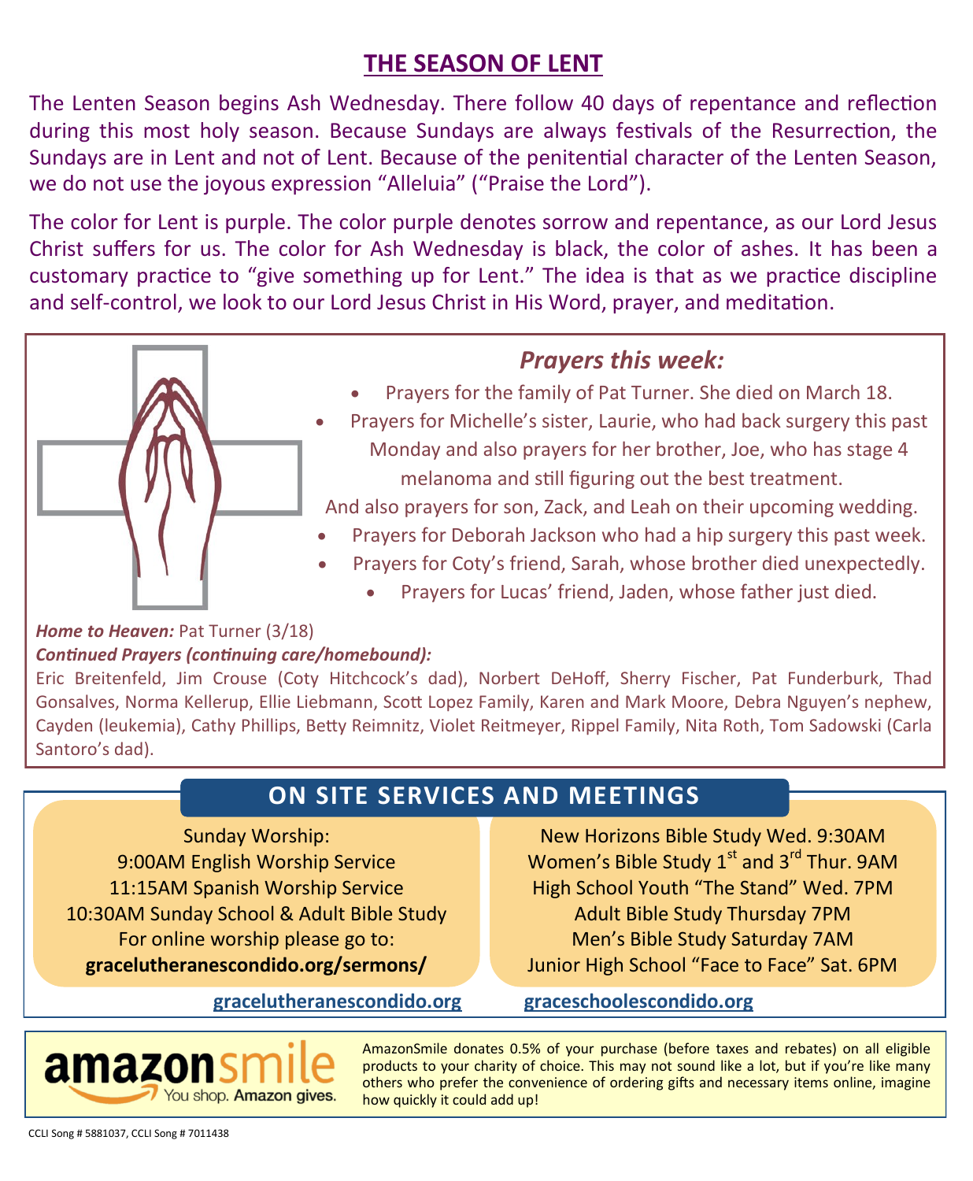# THE SEASON OF LENT

The Lenten Season begins Ash Wednesday. There follow 40 days of repentance and reflection during this most holy season. Because Sundays are always festivals of the Resurrection, the Sundays are in Lent and not of Lent. Because of the penitential character of the Lenten Season, we do not use the joyous expression "Alleluia" ("Praise the Lord").

The color for Lent is purple. The color purple denotes sorrow and repentance, as our Lord Jesus Christ suffers for us. The color for Ash Wednesday is black, the color of ashes. It has been a customary practice to "give something up for Lent." The idea is that as we practice discipline and self-control, we look to our Lord Jesus Christ in His Word, prayer, and meditation.

## *Prayers this week:*

- Prayers for the family of Pat Turner. She died on March 18.
- Prayers for Michelle's sister, Laurie, who had back surgery this past Monday and also prayers for her brother, Joe, who has stage 4 melanoma and still figuring out the best treatment.

And also prayers for son, Zack, and Leah on their upcoming wedding.

- Prayers for Deborah Jackson who had a hip surgery this past week.
- Prayers for Coty's friend, Sarah, whose brother died unexpectedly.
- Prayers for Lucas' friend, Jaden, whose father just died.

***Home to Heaven:*** Pat Turner (3/18)

***Continued Prayers (continuing care/homebound):***

Eric Breitenfeld, Jim Crouse (Coty Hitchcock's dad), Norbert DeHoff, Sherry Fischer, Pat Funderburk, Thad Gonsalves, Norma Kellerup, Ellie Liebmann, Scott Lopez Family, Karen and Mark Moore, Debra Nguyen's nephew, Cayden (leukemia), Cathy Phillips, Betty Reimnitz, Violet Reitmeyer, Rippel Family, Nita Roth, Tom Sadowski (Carla Santoro's dad).

## ON SITE SERVICES AND MEETINGS

Sunday Worship:
9:00AM English Worship Service
11:15AM Spanish Worship Service
10:30AM Sunday School & Adult Bible Study
For online worship please go to:
**gracelutheranescondido.org/sermons/**

New Horizons Bible Study Wed. 9:30AM
Women's Bible Study 1st and 3rd Thur. 9AM
High School Youth "The Stand" Wed. 7PM
Adult Bible Study Thursday 7PM
Men's Bible Study Saturday 7AM
Junior High School "Face to Face" Sat. 6PM

**gracelutheranescondido.org** **graceschoolescondido.org**

amazonsmile — You shop. Amazon gives.

AmazonSmile donates 0.5% of your purchase (before taxes and rebates) on all eligible products to your charity of choice. This may not sound like a lot, but if you're like many others who prefer the convenience of ordering gifts and necessary items online, imagine how quickly it could add up!

CCLI Song # 5881037, CCLI Song # 7011438